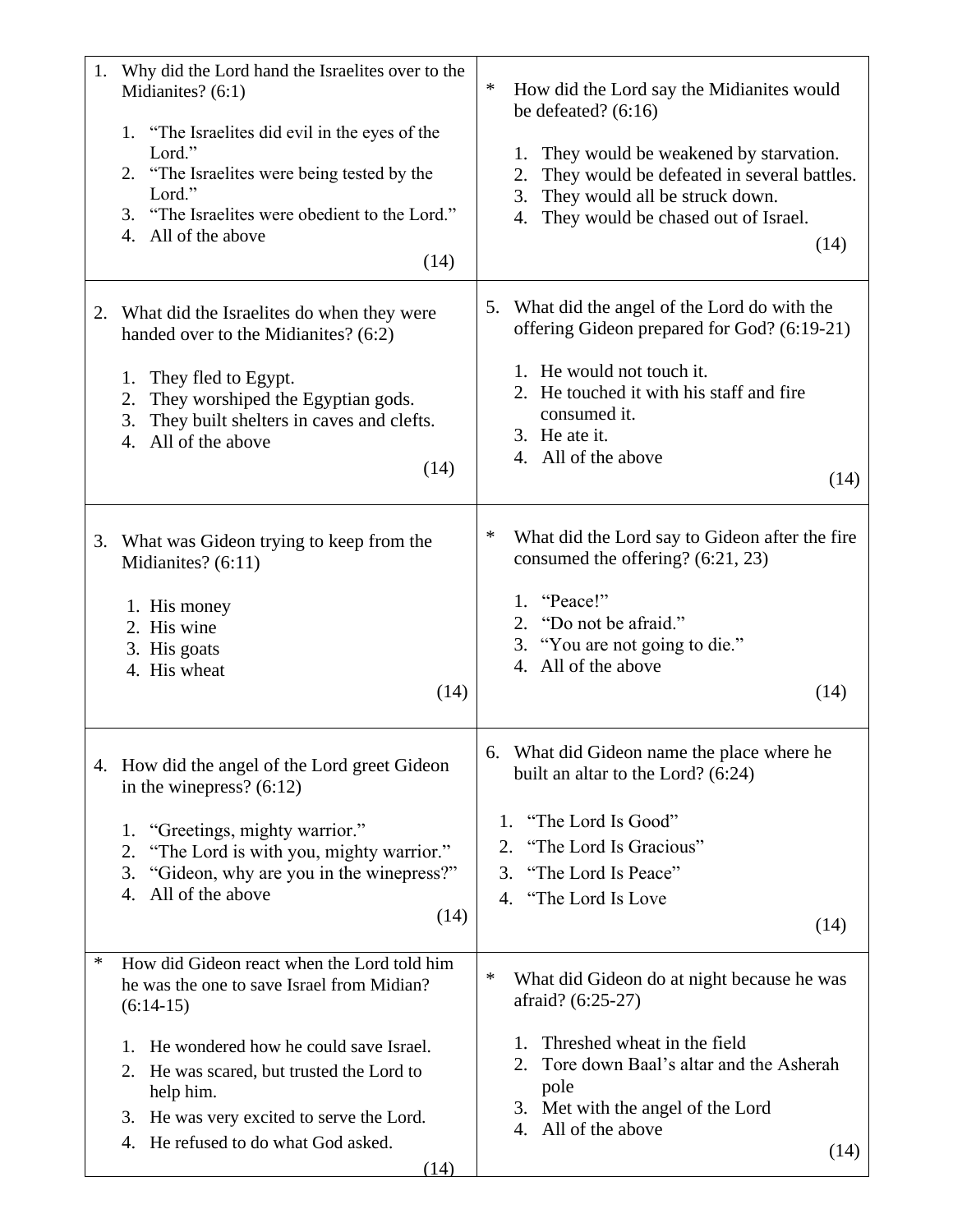1. Why did the Lord hand the Israelites over to the Midianites? (6:1)

    1. "The Israelites did evil in the eyes of the Lord."
    2. "The Israelites were being tested by the Lord."
    3. "The Israelites were obedient to the Lord."
    4. All of the above

    (14)

2. What did the Israelites do when they were handed over to the Midianites? (6:2)

    1. They fled to Egypt.
    2. They worshiped the Egyptian gods.
    3. They built shelters in caves and clefts.
    4. All of the above

    (14)

3. What was Gideon trying to keep from the Midianites? (6:11)

    1. His money
    2. His wine
    3. His goats
    4. His wheat

    (14)

4. How did the angel of the Lord greet Gideon in the winepress? (6:12)

    1. "Greetings, mighty warrior."
    2. "The Lord is with you, mighty warrior."
    3. "Gideon, why are you in the winepress?"
    4. All of the above

    (14)

\* How did Gideon react when the Lord told him he was the one to save Israel from Midian? (6:14-15)

1. He wondered how he could save Israel.
2. He was scared, but trusted the Lord to help him.
3. He was very excited to serve the Lord.
4. He refused to do what God asked.

(14)

\* How did the Lord say the Midianites would be defeated? (6:16)

1. They would be weakened by starvation.
2. They would be defeated in several battles.
3. They would all be struck down.
4. They would be chased out of Israel.

(14)

5. What did the angel of the Lord do with the offering Gideon prepared for God? (6:19-21)

    1. He would not touch it.
    2. He touched it with his staff and fire consumed it.
    3. He ate it.
    4. All of the above

    (14)

\* What did the Lord say to Gideon after the fire consumed the offering? (6:21, 23)

1. "Peace!"
2. "Do not be afraid."
3. "You are not going to die."
4. All of the above

(14)

6. What did Gideon name the place where he built an altar to the Lord? (6:24)

    1. "The Lord Is Good"
    2. "The Lord Is Gracious"
    3. "The Lord Is Peace"
    4. "The Lord Is Love

    (14)

\* What did Gideon do at night because he was afraid? (6:25-27)

1. Threshed wheat in the field
2. Tore down Baal's altar and the Asherah pole
3. Met with the angel of the Lord
4. All of the above

(14)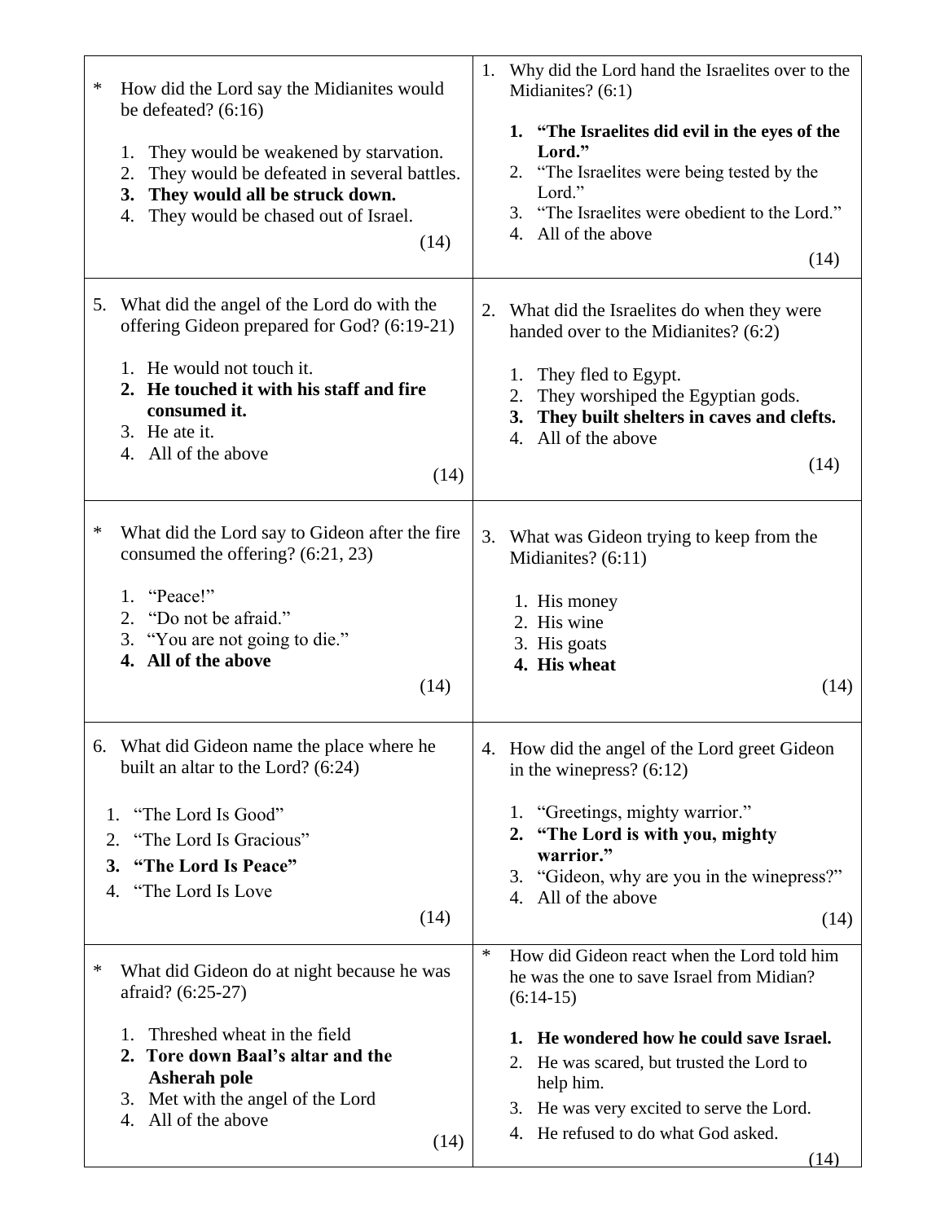* How did the Lord say the Midianites would be defeated? (6:16)

1. They would be weakened by starvation.
2. They would be defeated in several battles.
3. **They would all be struck down.**
4. They would be chased out of Israel.

(14)

---

5. What did the angel of the Lord do with the offering Gideon prepared for God? (6:19-21)

1. He would not touch it.
2. **He touched it with his staff and fire consumed it.**
3. He ate it.
4. All of the above

(14)

---

* What did the Lord say to Gideon after the fire consumed the offering? (6:21, 23)

1. “Peace!”
2. “Do not be afraid.”
3. “You are not going to die.”
4. **All of the above**

(14)

---

6. What did Gideon name the place where he built an altar to the Lord? (6:24)

1. “The Lord Is Good”
2. “The Lord Is Gracious”
3. **“The Lord Is Peace”**
4. “The Lord Is Love

(14)

---

* What did Gideon do at night because he was afraid? (6:25-27)

1. Threshed wheat in the field
2. **Tore down Baal’s altar and the Asherah pole**
3. Met with the angel of the Lord
4. All of the above

(14)

---

1. Why did the Lord hand the Israelites over to the Midianites? (6:1)

1. **“The Israelites did evil in the eyes of the Lord.”**
2. “The Israelites were being tested by the Lord.”
3. “The Israelites were obedient to the Lord.”
4. All of the above

(14)

---

2. What did the Israelites do when they were handed over to the Midianites? (6:2)

1. They fled to Egypt.
2. They worshiped the Egyptian gods.
3. **They built shelters in caves and clefts.**
4. All of the above

(14)

---

3. What was Gideon trying to keep from the Midianites? (6:11)

1. His money
2. His wine
3. His goats
4. **His wheat**

(14)

---

4. How did the angel of the Lord greet Gideon in the winepress? (6:12)

1. “Greetings, mighty warrior.”
2. **“The Lord is with you, mighty warrior.”**
3. “Gideon, why are you in the winepress?”
4. All of the above

(14)

---

* How did Gideon react when the Lord told him he was the one to save Israel from Midian? (6:14-15)

1. **He wondered how he could save Israel.**
2. He was scared, but trusted the Lord to help him.
3. He was very excited to serve the Lord.
4. He refused to do what God asked.

(14)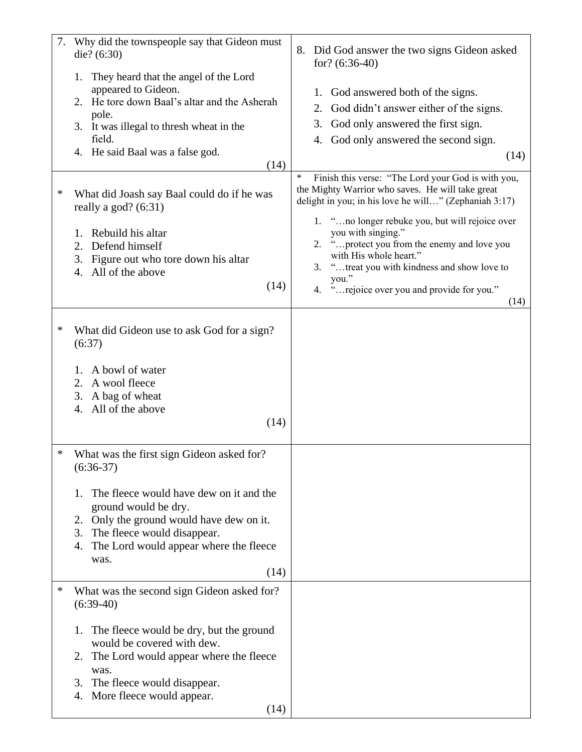7. Why did the townspeople say that Gideon must die? (6:30)

   1. They heard that the angel of the Lord appeared to Gideon.
   2. He tore down Baal's altar and the Asherah pole.
   3. It was illegal to thresh wheat in the field.
   4. He said Baal was a false god.

   (14)

* What did Joash say Baal could do if he was really a god? (6:31)

  1. Rebuild his altar
  2. Defend himself
  3. Figure out who tore down his altar
  4. All of the above

  (14)

* What did Gideon use to ask God for a sign? (6:37)

  1. A bowl of water
  2. A wool fleece
  3. A bag of wheat
  4. All of the above

  (14)

* What was the first sign Gideon asked for? (6:36-37)

  1. The fleece would have dew on it and the ground would be dry.
  2. Only the ground would have dew on it.
  3. The fleece would disappear.
  4. The Lord would appear where the fleece was.

  (14)

* What was the second sign Gideon asked for? (6:39-40)

  1. The fleece would be dry, but the ground would be covered with dew.
  2. The Lord would appear where the fleece was.
  3. The fleece would disappear.
  4. More fleece would appear.

  (14)

8. Did God answer the two signs Gideon asked for? (6:36-40)

   1. God answered both of the signs.
   2. God didn't answer either of the signs.
   3. God only answered the first sign.
   4. God only answered the second sign.

   (14)

* Finish this verse: "The Lord your God is with you, the Mighty Warrior who saves. He will take great delight in you; in his love he will…" (Zephaniah 3:17)

  1. "…no longer rebuke you, but will rejoice over you with singing."
  2. "…protect you from the enemy and love you with His whole heart."
  3. "…treat you with kindness and show love to you."
  4. "…rejoice over you and provide for you."

  (14)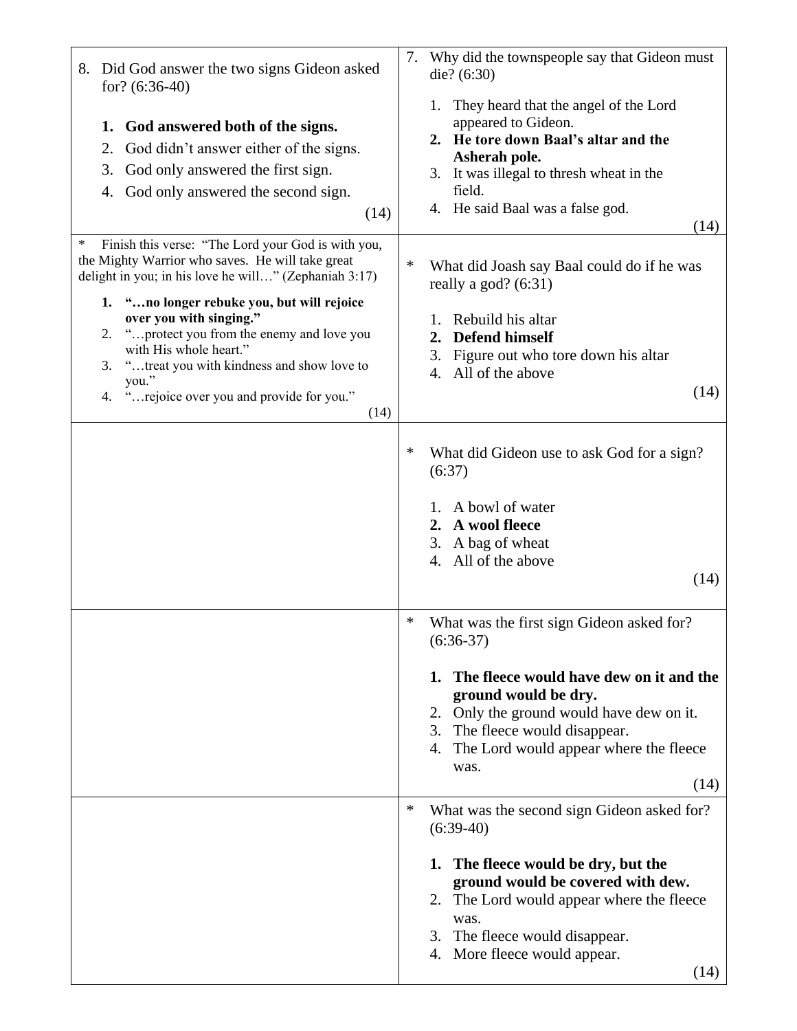8. Did God answer the two signs Gideon asked for? (6:36-40)

   1. **God answered both of the signs.**
   2. God didn't answer either of the signs.
   3. God only answered the first sign.
   4. God only answered the second sign.

(14)

7. Why did the townspeople say that Gideon must die? (6:30)

   1. They heard that the angel of the Lord appeared to Gideon.
   2. **He tore down Baal's altar and the Asherah pole.**
   3. It was illegal to thresh wheat in the field.
   4. He said Baal was a false god.

(14)

* Finish this verse: "The Lord your God is with you, the Mighty Warrior who saves. He will take great delight in you; in his love he will…" (Zephaniah 3:17)

   1. **"…no longer rebuke you, but will rejoice over you with singing."**
   2. "…protect you from the enemy and love you with His whole heart."
   3. "…treat you with kindness and show love to you."
   4. "…rejoice over you and provide for you."

(14)

* What did Joash say Baal could do if he was really a god? (6:31)

   1. Rebuild his altar
   2. **Defend himself**
   3. Figure out who tore down his altar
   4. All of the above

(14)

* What did Gideon use to ask God for a sign? (6:37)

   1. A bowl of water
   2. **A wool fleece**
   3. A bag of wheat
   4. All of the above

(14)

* What was the first sign Gideon asked for? (6:36-37)

   1. **The fleece would have dew on it and the ground would be dry.**
   2. Only the ground would have dew on it.
   3. The fleece would disappear.
   4. The Lord would appear where the fleece was.

(14)

* What was the second sign Gideon asked for? (6:39-40)

   1. **The fleece would be dry, but the ground would be covered with dew.**
   2. The Lord would appear where the fleece was.
   3. The fleece would disappear.
   4. More fleece would appear.

(14)